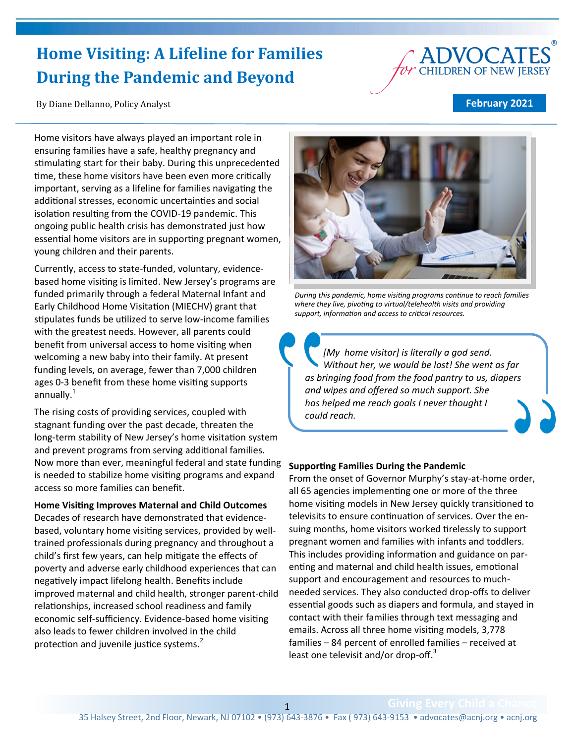# Home Visiting: A Lifeline for Families During the Pandemic and Beyond

By Diane Dellanno, Policy Analyst

**February 2021**

Home visitors have always played an important role in ensuring families have a safe, healthy pregnancy and stimulating start for their baby. During this unprecedented time, these home visitors have been even more critically important, serving as a lifeline for families navigating the additional stresses, economic uncertainties and social isolation resulting from the COVID-19 pandemic. This ongoing public health crisis has demonstrated just how essential home visitors are in supporting pregnant women, young children and their parents.

Currently, access to state-funded, voluntary, evidence-based home visiting is limited. New Jersey's programs are funded primarily through a federal Maternal Infant and Early Childhood Home Visitation (MIECHV) grant that stipulates funds be utilized to serve low-income families with the greatest needs. However, all parents could benefit from universal access to home visiting when welcoming a new baby into their family. At present funding levels, on average, fewer than 7,000 children ages 0-3 benefit from these home visiting supports annually.[1]

The rising costs of providing services, coupled with stagnant funding over the past decade, threaten the long-term stability of New Jersey's home visitation system and prevent programs from serving additional families. Now more than ever, meaningful federal and state funding is needed to stabilize home visiting programs and expand access so more families can benefit.

**Home Visiting Improves Maternal and Child Outcomes**

Decades of research have demonstrated that evidence-based, voluntary home visiting services, provided by well-trained professionals during pregnancy and throughout a child's first few years, can help mitigate the effects of poverty and adverse early childhood experiences that can negatively impact lifelong health. Benefits include improved maternal and child health, stronger parent-child relationships, increased school readiness and family economic self-sufficiency. Evidence-based home visiting also leads to fewer children involved in the child protection and juvenile justice systems.[2]

*During this pandemic, home visiting programs continue to reach families where they live, pivoting to virtual/telehealth visits and providing support, information and access to critical resources.*

> *[My home visitor] is literally a god send. Without her, we would be lost! She went as far as bringing food from the food pantry to us, diapers and wipes and offered so much support. She has helped me reach goals I never thought I could reach.*

**Supporting Families During the Pandemic**

From the onset of Governor Murphy's stay-at-home order, all 65 agencies implementing one or more of the three home visiting models in New Jersey quickly transitioned to televisits to ensure continuation of services. Over the ensuing months, home visitors worked tirelessly to support pregnant women and families with infants and toddlers. This includes providing information and guidance on parenting and maternal and child health issues, emotional support and encouragement and resources to much-needed services. They also conducted drop-offs to deliver essential goods such as diapers and formula, and stayed in contact with their families through text messaging and emails. Across all three home visiting models, 3,778 families – 84 percent of enrolled families – received at least one televisit and/or drop-off.[3]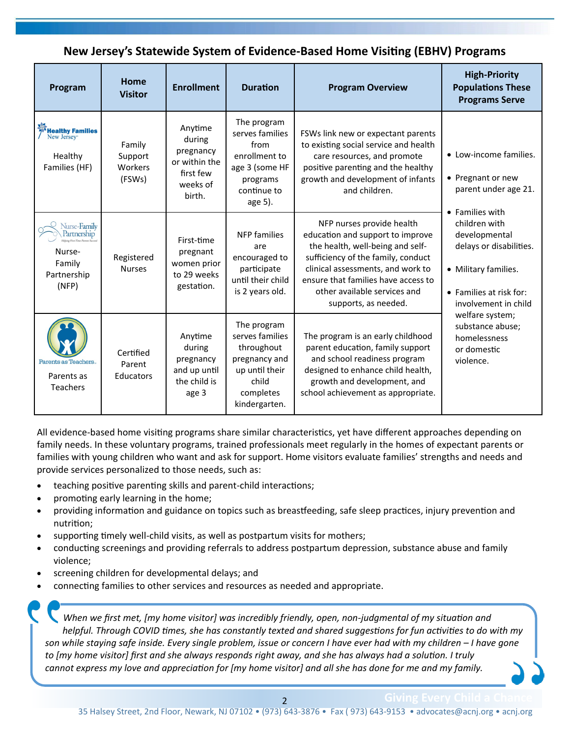## New Jersey's Statewide System of Evidence-Based Home Visiting (EBHV) Programs

| Program | Home Visitor | Enrollment | Duration | Program Overview | High-Priority Populations These Programs Serve |
|---|---|---|---|---|---|
| Healthy Families New Jersey<br>Healthy Families (HF) | Family Support Workers (FSWs) | Anytime during pregnancy or within the first few weeks of birth. | The program serves families from enrollment to age 3 (some HF programs continue to age 5). | FSWs link new or expectant parents to existing social service and health care resources, and promote positive parenting and the healthy growth and development of infants and children. | • Low-income families.<br>• Pregnant or new parent under age 21.<br>• Families with children with developmental delays or disabilities.<br>• Military families.<br>• Families at risk for: involvement in child welfare system; substance abuse; homelessness or domestic violence. |
| Nurse-Family Partnership<br>Nurse-Family Partnership (NFP) | Registered Nurses | First-time pregnant women prior to 29 weeks gestation. | NFP families are encouraged to participate until their child is 2 years old. | NFP nurses provide health education and support to improve the health, well-being and self-sufficiency of the family, conduct clinical assessments, and work to ensure that families have access to other available services and supports, as needed. | |
| Parents as Teachers<br>Parents as Teachers | Certified Parent Educators | Anytime during pregnancy and up until the child is age 3 | The program serves families throughout pregnancy and up until their child completes kindergarten. | The program is an early childhood parent education, family support and school readiness program designed to enhance child health, growth and development, and school achievement as appropriate. | |

All evidence-based home visiting programs share similar characteristics, yet have different approaches depending on family needs. In these voluntary programs, trained professionals meet regularly in the homes of expectant parents or families with young children who want and ask for support. Home visitors evaluate families' strengths and needs and provide services personalized to those needs, such as:

- teaching positive parenting skills and parent-child interactions;
- promoting early learning in the home;
- providing information and guidance on topics such as breastfeeding, safe sleep practices, injury prevention and nutrition;
- supporting timely well-child visits, as well as postpartum visits for mothers;
- conducting screenings and providing referrals to address postpartum depression, substance abuse and family violence;
- screening children for developmental delays; and
- connecting families to other services and resources as needed and appropriate.

> *When we first met, [my home visitor] was incredibly friendly, open, non-judgmental of my situation and helpful. Through COVID times, she has constantly texted and shared suggestions for fun activities to do with my son while staying safe inside. Every single problem, issue or concern I have ever had with my children – I have gone to [my home visitor] first and she always responds right away, and she has always had a solution. I truly cannot express my love and appreciation for [my home visitor] and all she has done for me and my family.*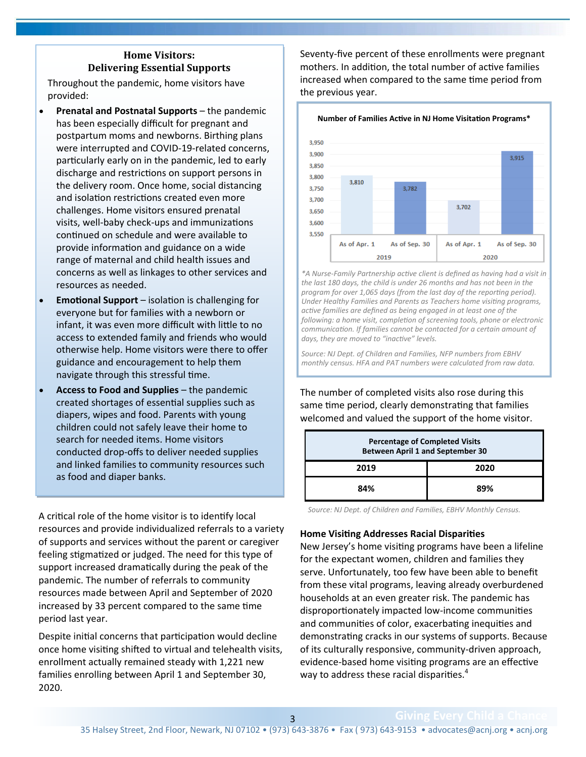### Home Visitors: Delivering Essential Supports

Throughout the pandemic, home visitors have provided:

- **Prenatal and Postnatal Supports** – the pandemic has been especially difficult for pregnant and postpartum moms and newborns. Birthing plans were interrupted and COVID-19-related concerns, particularly early on in the pandemic, led to early discharge and restrictions on support persons in the delivery room. Once home, social distancing and isolation restrictions created even more challenges. Home visitors ensured prenatal visits, well-baby check-ups and immunizations continued on schedule and were available to provide information and guidance on a wide range of maternal and child health issues and concerns as well as linkages to other services and resources as needed.
- **Emotional Support** – isolation is challenging for everyone but for families with a newborn or infant, it was even more difficult with little to no access to extended family and friends who would otherwise help. Home visitors were there to offer guidance and encouragement to help them navigate through this stressful time.
- **Access to Food and Supplies** – the pandemic created shortages of essential supplies such as diapers, wipes and food. Parents with young children could not safely leave their home to search for needed items. Home visitors conducted drop-offs to deliver needed supplies and linked families to community resources such as food and diaper banks.

A critical role of the home visitor is to identify local resources and provide individualized referrals to a variety of supports and services without the parent or caregiver feeling stigmatized or judged. The need for this type of support increased dramatically during the peak of the pandemic. The number of referrals to community resources made between April and September of 2020 increased by 33 percent compared to the same time period last year.

Despite initial concerns that participation would decline once home visiting shifted to virtual and telehealth visits, enrollment actually remained steady with 1,221 new families enrolling between April 1 and September 30, 2020. Seventy-five percent of these enrollments were pregnant mothers. In addition, the total number of active families increased when compared to the same time period from the previous year.

**Number of Families Active in NJ Home Visitation Programs***

| Year | Date | Active Families |
|---|---|---|
| 2019 | As of Apr. 1 | 3,810 |
| 2019 | As of Sep. 30 | 3,782 |
| 2020 | As of Apr. 1 | 3,702 |
| 2020 | As of Sep. 30 | 3,915 |

*\*A Nurse-Family Partnership active client is defined as having had a visit in the last 180 days, the child is under 26 months and has not been in the program for over 1,065 days (from the last day of the reporting period). Under Healthy Families and Parents as Teachers home visiting programs, active families are defined as being engaged in at least one of the following: a home visit, completion of screening tools, phone or electronic communication. If families cannot be contacted for a certain amount of days, they are moved to "inactive" levels.*

*Source: NJ Dept. of Children and Families, NFP numbers from EBHV monthly census. HFA and PAT numbers were calculated from raw data.*

The number of completed visits also rose during this same time period, clearly demonstrating that families welcomed and valued the support of the home visitor.

| Percentage of Completed Visits Between April 1 and September 30 | |
|---|---|
| **2019** | **2020** |
| **84%** | **89%** |

*Source: NJ Dept. of Children and Families, EBHV Monthly Census.*

**Home Visiting Addresses Racial Disparities**

New Jersey's home visiting programs have been a lifeline for the expectant women, children and families they serve. Unfortunately, too few have been able to benefit from these vital programs, leaving already overburdened households at an even greater risk. The pandemic has disproportionately impacted low-income communities and communities of color, exacerbating inequities and demonstrating cracks in our systems of supports. Because of its culturally responsive, community-driven approach, evidence-based home visiting programs are an effective way to address these racial disparities.[4]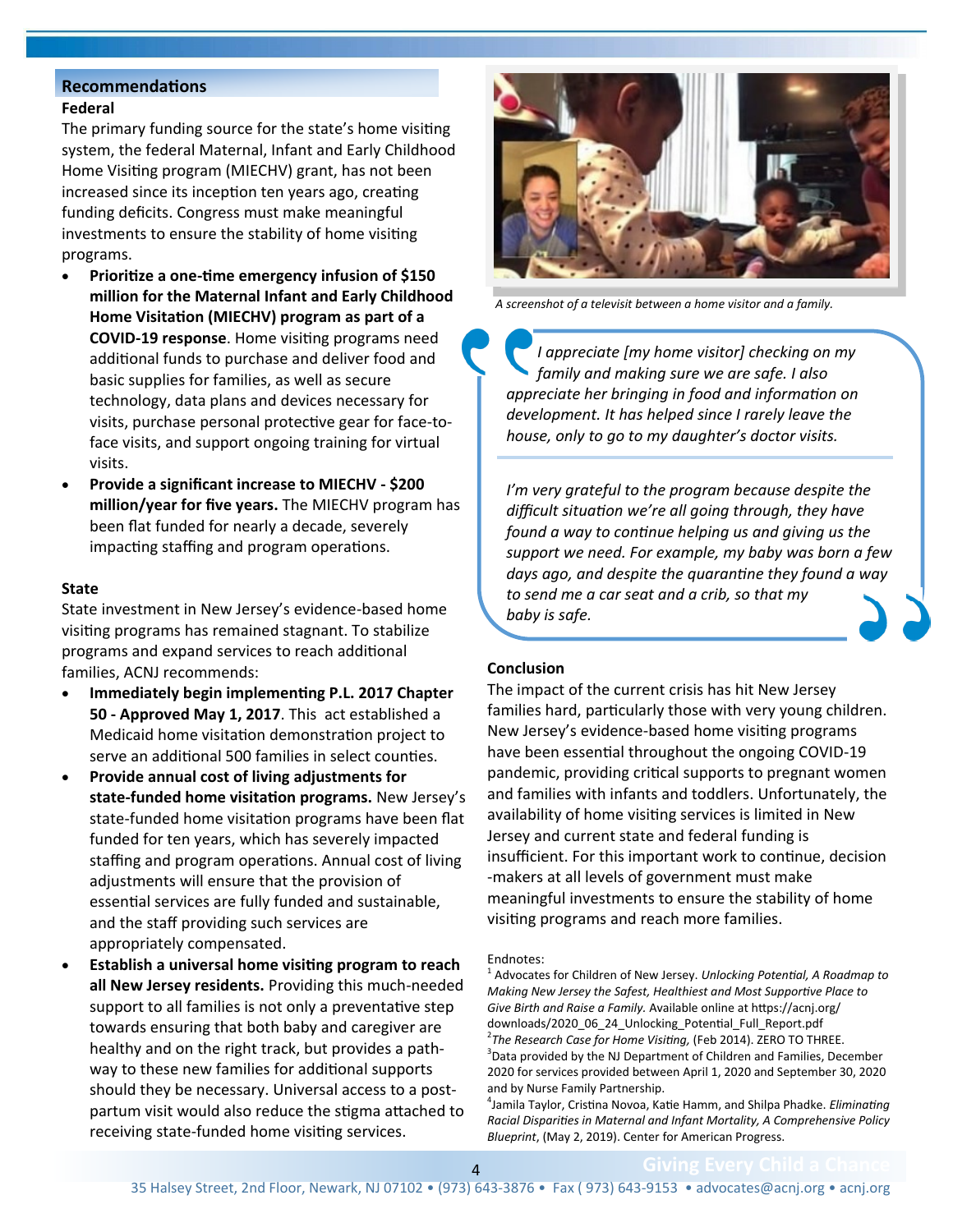## Recommendations

### Federal

The primary funding source for the state's home visiting system, the federal Maternal, Infant and Early Childhood Home Visiting program (MIECHV) grant, has not been increased since its inception ten years ago, creating funding deficits. Congress must make meaningful investments to ensure the stability of home visiting programs.

- **Prioritize a one-time emergency infusion of $150 million for the Maternal Infant and Early Childhood Home Visitation (MIECHV) program as part of a COVID-19 response**. Home visiting programs need additional funds to purchase and deliver food and basic supplies for families, as well as secure technology, data plans and devices necessary for visits, purchase personal protective gear for face-to-face visits, and support ongoing training for virtual visits.
- **Provide a significant increase to MIECHV - $200 million/year for five years.** The MIECHV program has been flat funded for nearly a decade, severely impacting staffing and program operations.

### State

State investment in New Jersey's evidence-based home visiting programs has remained stagnant. To stabilize programs and expand services to reach additional families, ACNJ recommends:

- **Immediately begin implementing P.L. 2017 Chapter 50 - Approved May 1, 2017**. This act established a Medicaid home visitation demonstration project to serve an additional 500 families in select counties.
- **Provide annual cost of living adjustments for state-funded home visitation programs.** New Jersey's state-funded home visitation programs have been flat funded for ten years, which has severely impacted staffing and program operations. Annual cost of living adjustments will ensure that the provision of essential services are fully funded and sustainable, and the staff providing such services are appropriately compensated.
- **Establish a universal home visiting program to reach all New Jersey residents.** Providing this much-needed support to all families is not only a preventative step towards ensuring that both baby and caregiver are healthy and on the right track, but provides a pathway to these new families for additional supports should they be necessary. Universal access to a post-partum visit would also reduce the stigma attached to receiving state-funded home visiting services.

*A screenshot of a televisit between a home visitor and a family.*

> *I appreciate [my home visitor] checking on my family and making sure we are safe. I also appreciate her bringing in food and information on development. It has helped since I rarely leave the house, only to go to my daughter's doctor visits.*
>
> *I'm very grateful to the program because despite the difficult situation we're all going through, they have found a way to continue helping us and giving us the support we need. For example, my baby was born a few days ago, and despite the quarantine they found a way to send me a car seat and a crib, so that my baby is safe.*

### Conclusion

The impact of the current crisis has hit New Jersey families hard, particularly those with very young children. New Jersey's evidence-based home visiting programs have been essential throughout the ongoing COVID-19 pandemic, providing critical supports to pregnant women and families with infants and toddlers. Unfortunately, the availability of home visiting services is limited in New Jersey and current state and federal funding is insufficient. For this important work to continue, decision-makers at all levels of government must make meaningful investments to ensure the stability of home visiting programs and reach more families.

Endnotes:

[1] Advocates for Children of New Jersey. *Unlocking Potential, A Roadmap to Making New Jersey the Safest, Healthiest and Most Supportive Place to Give Birth and Raise a Family.* Available online at https://acnj.org/downloads/2020_06_24_Unlocking_Potential_Full_Report.pdf

[2] *The Research Case for Home Visiting,* (Feb 2014). ZERO TO THREE.

[3] Data provided by the NJ Department of Children and Families, December 2020 for services provided between April 1, 2020 and September 30, 2020 and by Nurse Family Partnership.

[4] Jamila Taylor, Cristina Novoa, Katie Hamm, and Shilpa Phadke. *Eliminating Racial Disparities in Maternal and Infant Mortality, A Comprehensive Policy Blueprint*, (May 2, 2019). Center for American Progress.